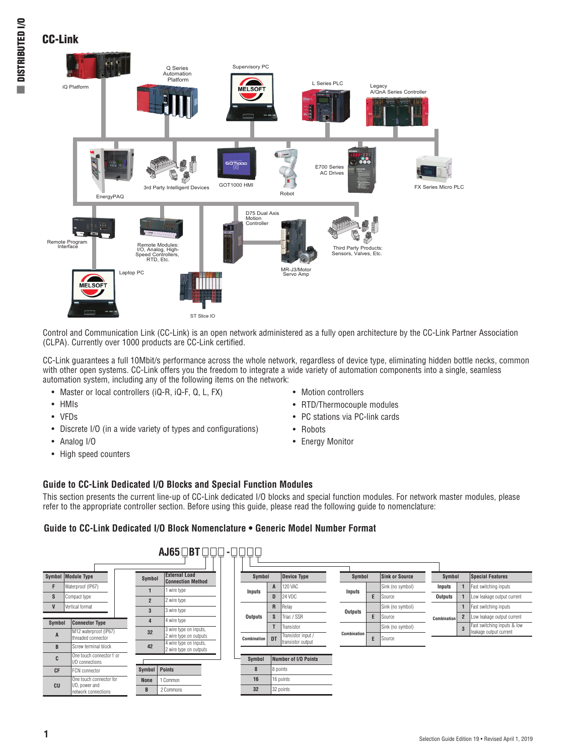# CC-Link

iQ Platform

Q Series Automation Platform

Supervisory PC

L Series PLC

Legacy A/QnA Series Controller

EnergyPAQ

3rd Party Intelligent Devices

GOT1000 HMI

Robot

E700 Series AC Drives

FX Series Micro PLC

Remote Program Interface

Remote Modules: I/O, Analog, High-Speed Controllers, RTD, Etc.

D75 Dual Axis Motion Controller

MR-J3/Motor Servo Amp

Third Party Products: Sensors, Valves, Etc.

Laptop PC

ST Slice IO

Control and Communication Link (CC-Link) is an open network administered as a fully open architecture by the CC-Link Partner Association (CLPA). Currently over 1000 products are CC-Link certified.

CC-Link guarantees a full 10Mbit/s performance across the whole network, regardless of device type, eliminating hidden bottle necks, common with other open systems. CC-Link offers you the freedom to integrate a wide variety of automation components into a single, seamless automation system, including any of the following items on the network:

- Master or local controllers (iQ-R, iQ-F, Q, L, FX)
- HMIs
- VFDs
- Discrete I/O (in a wide variety of types and configurations)
- Analog I/O
- High speed counters
- Motion controllers
- RTD/Thermocouple modules
- PC stations via PC-link cards
- Robots
- Energy Monitor

## Guide to CC-Link Dedicated I/O Blocks and Special Function Modules

This section presents the current line-up of CC-Link dedicated I/O blocks and special function modules. For network master modules, please refer to the appropriate controller section. Before using this guide, please read the following guide to nomenclature:

### Guide to CC-Link Dedicated I/O Block Nomenclature • Generic Model Number Format

**AJ65 □BT □□□ - □□□□**

| Symbol | Module Type |
|---|---|
| F | Waterproof (IP67) |
| S | Compact type |
| V | Vertical format |

| Symbol | Connector Type |
|---|---|
| A | M12 waterproof (IP67) threaded connector |
| B | Screw terminal block |
| C | One touch connector f or I/O connections |
| CF | FCN connector |
| CU | One touch connector for I/O, power and network connections |

| Symbol | External Load Connection Method |
|---|---|
| 1 | 1 wire type |
| 2 | 2 wire type |
| 3 | 3 wire type |
| 4 | 4 wire type |
| 32 | 3 wire type on inputs, 2 wire type on outputs |
| 42 | 4 wire type on inputs, 2 wire type on outputs |

| Symbol | Points |
|---|---|
| None | 1 Common |
| B | 2 Commons |

| Symbol | | Device Type |
|---|---|---|
| Inputs | A | 120 VAC |
| | D | 24 VDC |
| Outputs | R | Relay |
| | S | Triac / SSR |
| | T | Transistor |
| Combination | DT | Transistor input / transistor output |

| Symbol | Number of I/O Points |
|---|---|
| 8 | 8 points |
| 16 | 16 points |
| 32 | 32 points |

| Symbol | | Sink or Source |
|---|---|---|
| Inputs | | Sink (no symbol) |
| | E | Source |
| Outputs | | Sink (no symbol) |
| | E | Source |
| Combination | | Sink (no symbol) |
| | E | Source |

| Symbol | | Special Features |
|---|---|---|
| Inputs | 1 | Fast switching inputs |
| Outputs | 1 | Low leakage output current |
| Combination | 1 | Fast switching inputs |
| | 2 | Low leakage output current |
| | 3 | Fast switching inputs & low leakage output current |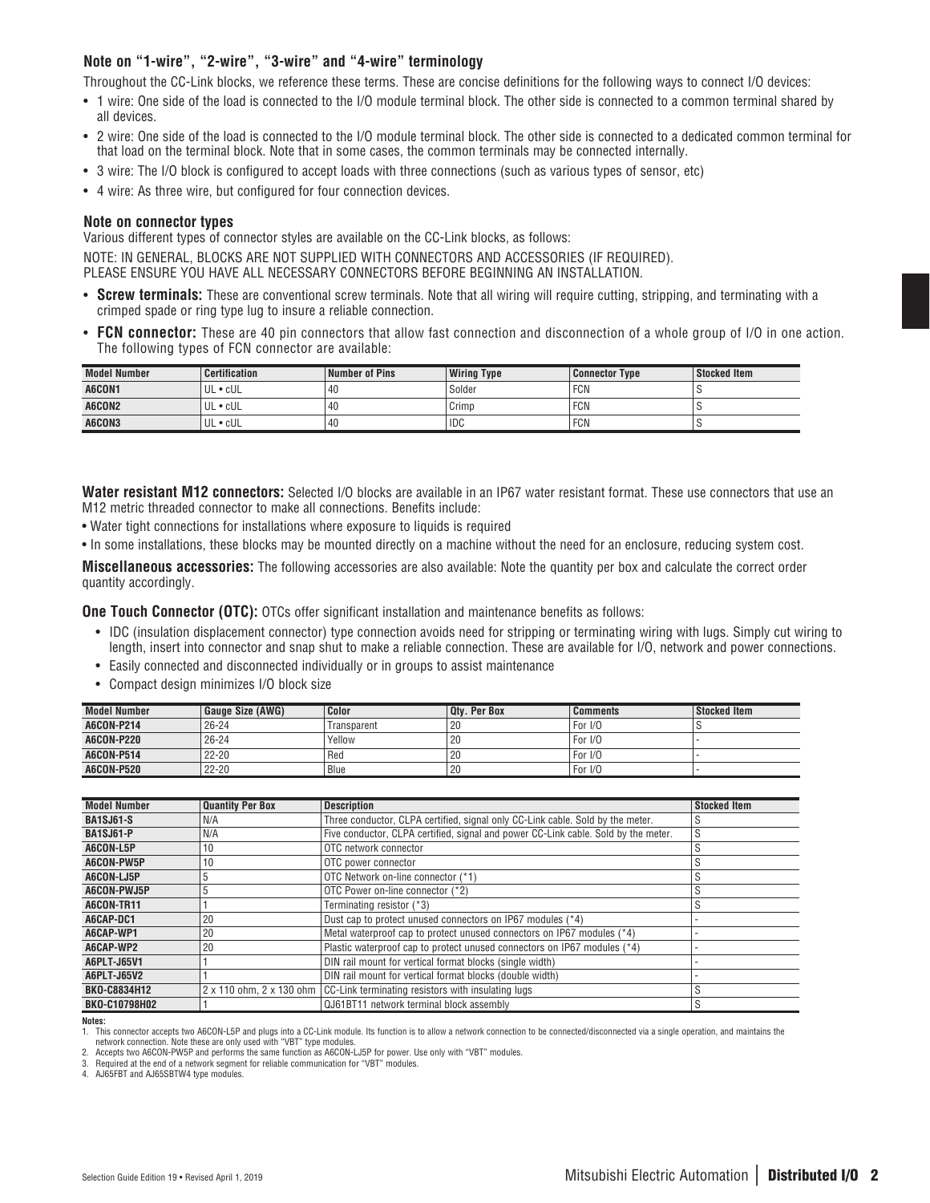### Note on "1-wire", "2-wire", "3-wire" and "4-wire" terminology

Throughout the CC-Link blocks, we reference these terms. These are concise definitions for the following ways to connect I/O devices:

- 1 wire: One side of the load is connected to the I/O module terminal block. The other side is connected to a common terminal shared by all devices.
- 2 wire: One side of the load is connected to the I/O module terminal block. The other side is connected to a dedicated common terminal for that load on the terminal block. Note that in some cases, the common terminals may be connected internally.
- 3 wire: The I/O block is configured to accept loads with three connections (such as various types of sensor, etc)
- 4 wire: As three wire, but configured for four connection devices.

### Note on connector types

Various different types of connector styles are available on the CC-Link blocks, as follows:

NOTE: IN GENERAL, BLOCKS ARE NOT SUPPLIED WITH CONNECTORS AND ACCESSORIES (IF REQUIRED).
PLEASE ENSURE YOU HAVE ALL NECESSARY CONNECTORS BEFORE BEGINNING AN INSTALLATION.

- **Screw terminals:** These are conventional screw terminals. Note that all wiring will require cutting, stripping, and terminating with a crimped spade or ring type lug to insure a reliable connection.
- **FCN connector:** These are 40 pin connectors that allow fast connection and disconnection of a whole group of I/O in one action. The following types of FCN connector are available:

| Model Number | Certification | Number of Pins | Wiring Type | Connector Type | Stocked Item |
|---|---|---|---|---|---|
| **A6CON1** | UL • cUL | 40 | Solder | FCN | S |
| **A6CON2** | UL • cUL | 40 | Crimp | FCN | S |
| **A6CON3** | UL • cUL | 40 | IDC | FCN | S |

**Water resistant M12 connectors:** Selected I/O blocks are available in an IP67 water resistant format. These use connectors that use an M12 metric threaded connector to make all connections. Benefits include:

- Water tight connections for installations where exposure to liquids is required
- In some installations, these blocks may be mounted directly on a machine without the need for an enclosure, reducing system cost.

**Miscellaneous accessories:** The following accessories are also available: Note the quantity per box and calculate the correct order quantity accordingly.

**One Touch Connector (OTC):** OTCs offer significant installation and maintenance benefits as follows:

- IDC (insulation displacement connector) type connection avoids need for stripping or terminating wiring with lugs. Simply cut wiring to length, insert into connector and snap shut to make a reliable connection. These are available for I/O, network and power connections.
- Easily connected and disconnected individually or in groups to assist maintenance
- Compact design minimizes I/O block size

| Model Number | Gauge Size (AWG) | Color | Qty. Per Box | Comments | Stocked Item |
|---|---|---|---|---|---|
| **A6CON-P214** | 26-24 | Transparent | 20 | For I/O | S |
| **A6CON-P220** | 26-24 | Yellow | 20 | For I/O | - |
| **A6CON-P514** | 22-20 | Red | 20 | For I/O | - |
| **A6CON-P520** | 22-20 | Blue | 20 | For I/O | - |

| Model Number | Quantity Per Box | Description | Stocked Item |
|---|---|---|---|
| **BA1SJ61-S** | N/A | Three conductor, CLPA certified, signal only CC-Link cable. Sold by the meter. | S |
| **BA1SJ61-P** | N/A | Five conductor, CLPA certified, signal and power CC-Link cable. Sold by the meter. | S |
| **A6CON-L5P** | 10 | OTC network connector | S |
| **A6CON-PW5P** | 10 | OTC power connector | S |
| **A6CON-LJ5P** | 5 | OTC Network on-line connector (*1) | S |
| **A6CON-PWJ5P** | 5 | OTC Power on-line connector (*2) | S |
| **A6CON-TR11** | 1 | Terminating resistor (*3) | S |
| **A6CAP-DC1** | 20 | Dust cap to protect unused connectors on IP67 modules (*4) | - |
| **A6CAP-WP1** | 20 | Metal waterproof cap to protect unused connectors on IP67 modules (*4) | - |
| **A6CAP-WP2** | 20 | Plastic waterproof cap to protect unused connectors on IP67 modules (*4) | - |
| **A6PLT-J65V1** | 1 | DIN rail mount for vertical format blocks (single width) | - |
| **A6PLT-J65V2** | 1 | DIN rail mount for vertical format blocks (double width) | - |
| **BKO-C8834H12** | 2 x 110 ohm, 2 x 130 ohm | CC-Link terminating resistors with insulating lugs | S |
| **BKO-C10798H02** | 1 | QJ61BT11 network terminal block assembly | S |

**Notes:**

1. This connector accepts two A6CON-L5P and plugs into a CC-Link module. Its function is to allow a network connection to be connected/disconnected via a single operation, and maintains the network connection. Note these are only used with "VBT" type modules.
2. Accepts two A6CON-PW5P and performs the same function as A6CON-LJ5P for power. Use only with "VBT" modules.
3. Required at the end of a network segment for reliable communication for "VBT" modules.
4. AJ65FBT and AJ65SBTW4 type modules.